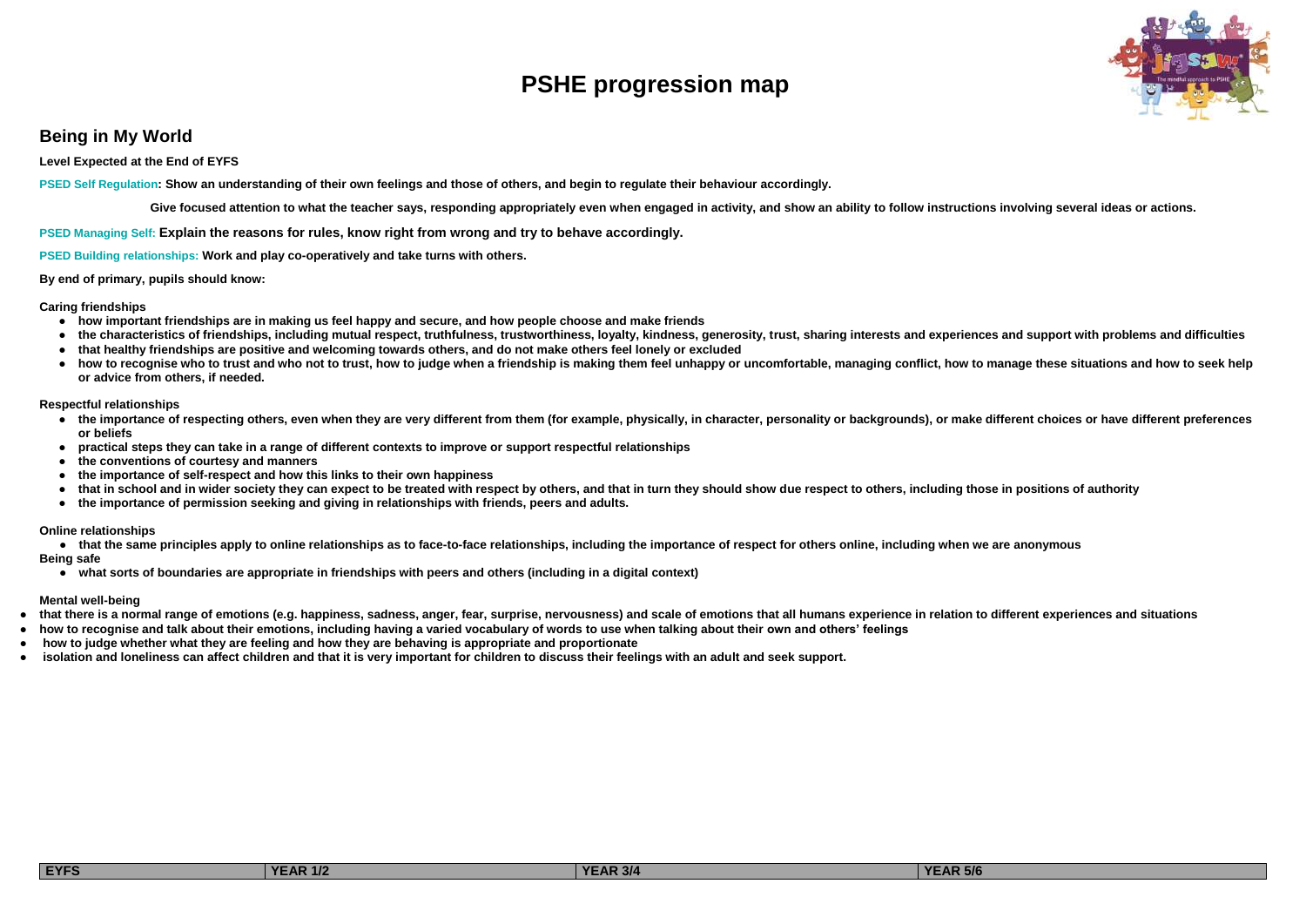# PSHE progression map

## Being in My World

**Level Expected at the End of EYFS**

**PSED Self Regulation: Show an understanding of their own feelings and those of others, and begin to regulate their behaviour accordingly.**

**Give focused attention to what the teacher says, responding appropriately even when engaged in activity, and show an ability to follow instructions involving several ideas or actions.**

**PSED Managing Self: Explain the reasons for rules, know right from wrong and try to behave accordingly.**

**PSED Building relationships: Work and play co-operatively and take turns with others.**

**By end of primary, pupils should know:**

**Caring friendships**

- **how important friendships are in making us feel happy and secure, and how people choose and make friends**
- **the characteristics of friendships, including mutual respect, truthfulness, trustworthiness, loyalty, kindness, generosity, trust, sharing interests and experiences and support with problems and difficulties**
- **that healthy friendships are positive and welcoming towards others, and do not make others feel lonely or excluded**
- **how to recognise who to trust and who not to trust, how to judge when a friendship is making them feel unhappy or uncomfortable, managing conflict, how to manage these situations and how to seek help or advice from others, if needed.**

**Respectful relationships**

- **the importance of respecting others, even when they are very different from them (for example, physically, in character, personality or backgrounds), or make different choices or have different preferences or beliefs**
- **practical steps they can take in a range of different contexts to improve or support respectful relationships**
- **the conventions of courtesy and manners**
- **the importance of self-respect and how this links to their own happiness**
- **that in school and in wider society they can expect to be treated with respect by others, and that in turn they should show due respect to others, including those in positions of authority**
- **the importance of permission seeking and giving in relationships with friends, peers and adults.**

**Online relationships**

- **that the same principles apply to online relationships as to face-to-face relationships, including the importance of respect for others online, including when we are anonymous**

**Being safe**

- **what sorts of boundaries are appropriate in friendships with peers and others (including in a digital context)**

**Mental well-being**

- **that there is a normal range of emotions (e.g. happiness, sadness, anger, fear, surprise, nervousness) and scale of emotions that all humans experience in relation to different experiences and situations**
- **how to recognise and talk about their emotions, including having a varied vocabulary of words to use when talking about their own and others' feelings**
- **how to judge whether what they are feeling and how they are behaving is appropriate and proportionate**
- **isolation and loneliness can affect children and that it is very important for children to discuss their feelings with an adult and seek support.**

| EYFS | YEAR 1/2 | YEAR 3/4 | YEAR 5/6 |
|---|---|---|---|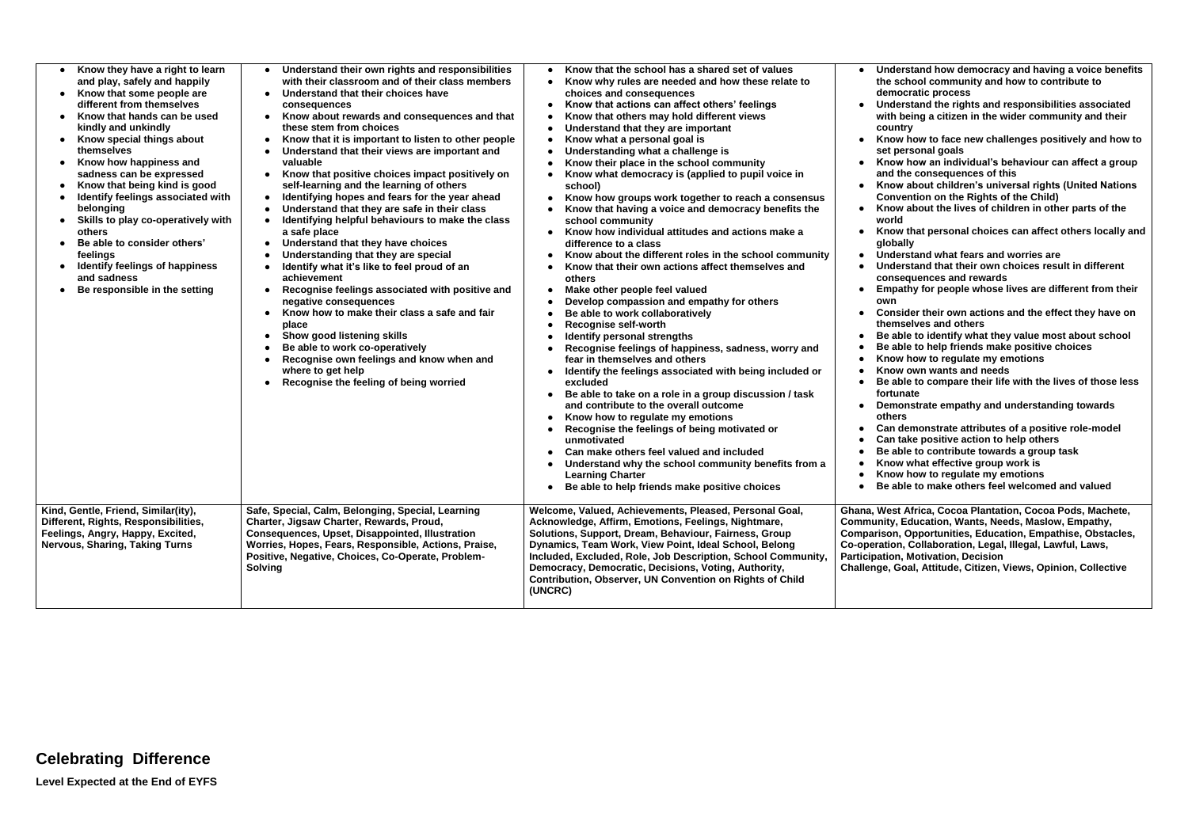| • Know they have a right to learn and play, safely and happily<br>• Know that some people are different from themselves<br>• Know that hands can be used kindly and unkindly<br>• Know special things about themselves<br>• Know how happiness and sadness can be expressed<br>• Know that being kind is good<br>• Identify feelings associated with belonging<br>• Skills to play co-operatively with others<br>• Be able to consider others' feelings<br>• Identify feelings of happiness and sadness<br>• Be responsible in the setting | • Understand their own rights and responsibilities with their classroom and of their class members<br>• Understand that their choices have consequences<br>• Know about rewards and consequences and that these stem from choices<br>• Know that it is important to listen to other people<br>• Understand that their views are important and valuable<br>• Know that positive choices impact positively on self-learning and the learning of others<br>• Identifying hopes and fears for the year ahead<br>• Understand that they are safe in their class<br>• Identifying helpful behaviours to make the class a safe place<br>• Understand that they have choices<br>• Understanding that they are special<br>• Identify what it's like to feel proud of an achievement<br>• Recognise feelings associated with positive and negative consequences<br>• Know how to make their class a safe and fair place<br>• Show good listening skills<br>• Be able to work co-operatively<br>• Recognise own feelings and know when and where to get help<br>• Recognise the feeling of being worried | • Know that the school has a shared set of values<br>• Know why rules are needed and how these relate to choices and consequences<br>• Know that actions can affect others' feelings<br>• Know that others may hold different views<br>• Understand that they are important<br>• Know what a personal goal is<br>• Understanding what a challenge is<br>• Know their place in the school community<br>• Know what democracy is (applied to pupil voice in school)<br>• Know how groups work together to reach a consensus<br>• Know that having a voice and democracy benefits the school community<br>• Know how individual attitudes and actions make a difference to a class<br>• Know about the different roles in the school community<br>• Know that their own actions affect themselves and others<br>• Make other people feel valued<br>• Develop compassion and empathy for others<br>• Be able to work collaboratively<br>• Recognise self-worth<br>• Identify personal strengths<br>• Recognise feelings of happiness, sadness, worry and fear in themselves and others<br>• Identify the feelings associated with being included or excluded<br>• Be able to take on a role in a group discussion / task and contribute to the overall outcome<br>• Know how to regulate my emotions<br>• Recognise the feelings of being motivated or unmotivated<br>• Can make others feel valued and included<br>• Understand why the school community benefits from a Learning Charter<br>• Be able to help friends make positive choices | • Understand how democracy and having a voice benefits the school community and how to contribute to democratic process<br>• Understand the rights and responsibilities associated with being a citizen in the wider community and their country<br>• Know how to face new challenges positively and how to set personal goals<br>• Know how an individual's behaviour can affect a group and the consequences of this<br>• Know about children's universal rights (United Nations Convention on the Rights of the Child)<br>• Know about the lives of children in other parts of the world<br>• Know that personal choices can affect others locally and globally<br>• Understand what fears and worries are<br>• Understand that their own choices result in different consequences and rewards<br>• Empathy for people whose lives are different from their own<br>• Consider their own actions and the effect they have on themselves and others<br>• Be able to identify what they value most about school<br>• Be able to help friends make positive choices<br>• Know how to regulate my emotions<br>• Know own wants and needs<br>• Be able to compare their life with the lives of those less fortunate<br>• Demonstrate empathy and understanding towards others<br>• Can demonstrate attributes of a positive role-model<br>• Can take positive action to help others<br>• Be able to contribute towards a group task<br>• Know what effective group work is<br>• Know how to regulate my emotions<br>• Be able to make others feel welcomed and valued |
|---|---|---|---|
| Kind, Gentle, Friend, Similar(ity), Different, Rights, Responsibilities, Feelings, Angry, Happy, Excited, Nervous, Sharing, Taking Turns | Safe, Special, Calm, Belonging, Special, Learning Charter, Jigsaw Charter, Rewards, Proud, Consequences, Upset, Disappointed, Illustration Worries, Hopes, Fears, Responsible, Actions, Praise, Positive, Negative, Choices, Co-Operate, Problem-Solving | Welcome, Valued, Achievements, Pleased, Personal Goal, Acknowledge, Affirm, Emotions, Feelings, Nightmare, Solutions, Support, Dream, Behaviour, Fairness, Group Dynamics, Team Work, View Point, Ideal School, Belong Included, Excluded, Role, Job Description, School Community, Democracy, Democratic, Decisions, Voting, Authority, Contribution, Observer, UN Convention on Rights of Child (UNCRC) | Ghana, West Africa, Cocoa Plantation, Cocoa Pods, Machete, Community, Education, Wants, Needs, Maslow, Empathy, Comparison, Opportunities, Education, Empathise, Obstacles, Co-operation, Collaboration, Legal, Illegal, Lawful, Laws, Participation, Motivation, Decision<br>Challenge, Goal, Attitude, Citizen, Views, Opinion, Collective |

## Celebrating Difference

**Level Expected at the End of EYFS**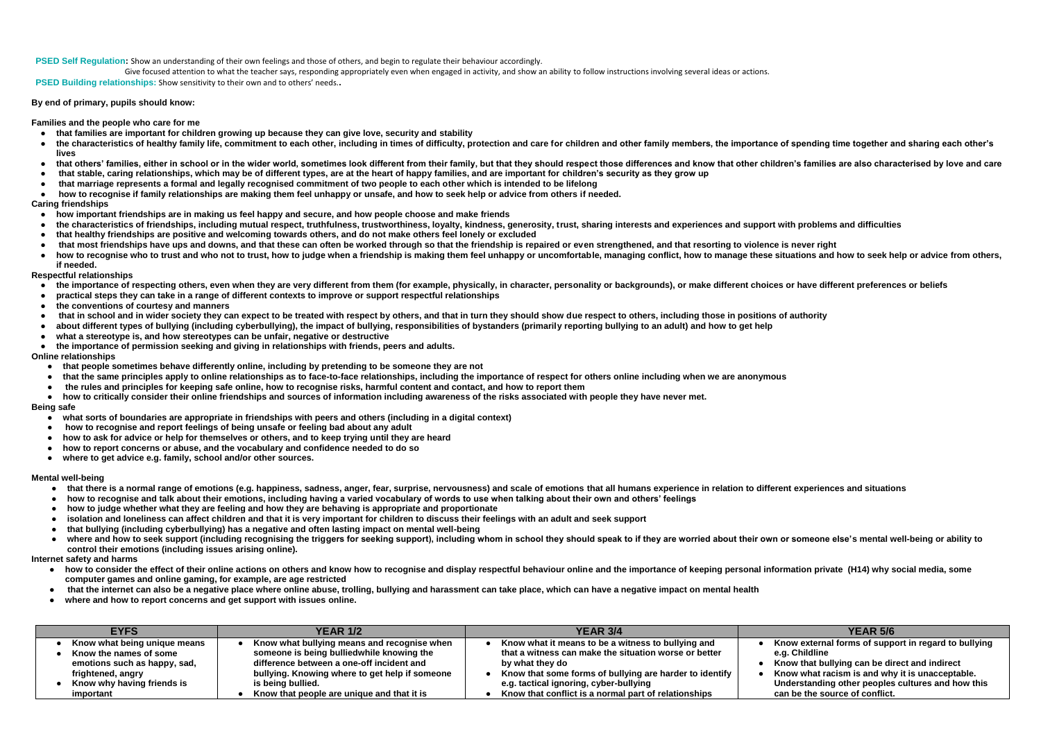**PSED Self Regulation:** Show an understanding of their own feelings and those of others, and begin to regulate their behaviour accordingly.

Give focused attention to what the teacher says, responding appropriately even when engaged in activity, and show an ability to follow instructions involving several ideas or actions.

**PSED Building relationships:** Show sensitivity to their own and to others' needs..

**By end of primary, pupils should know:**

**Families and the people who care for me**

- **that families are important for children growing up because they can give love, security and stability**
- **the characteristics of healthy family life, commitment to each other, including in times of difficulty, protection and care for children and other family members, the importance of spending time together and sharing each other's lives**
- **that others' families, either in school or in the wider world, sometimes look different from their family, but that they should respect those differences and know that other children's families are also characterised by love and care**
- **that stable, caring relationships, which may be of different types, are at the heart of happy families, and are important for children's security as they grow up**
- **that marriage represents a formal and legally recognised commitment of two people to each other which is intended to be lifelong**
- **how to recognise if family relationships are making them feel unhappy or unsafe, and how to seek help or advice from others if needed.**

**Caring friendships**

- **how important friendships are in making us feel happy and secure, and how people choose and make friends**
- **the characteristics of friendships, including mutual respect, truthfulness, trustworthiness, loyalty, kindness, generosity, trust, sharing interests and experiences and support with problems and difficulties**
- **that healthy friendships are positive and welcoming towards others, and do not make others feel lonely or excluded**
- **that most friendships have ups and downs, and that these can often be worked through so that the friendship is repaired or even strengthened, and that resorting to violence is never right**
- **how to recognise who to trust and who not to trust, how to judge when a friendship is making them feel unhappy or uncomfortable, managing conflict, how to manage these situations and how to seek help or advice from others, if needed.**

**Respectful relationships**

- **the importance of respecting others, even when they are very different from them (for example, physically, in character, personality or backgrounds), or make different choices or have different preferences or beliefs**
- **practical steps they can take in a range of different contexts to improve or support respectful relationships**
- **the conventions of courtesy and manners**
- **that in school and in wider society they can expect to be treated with respect by others, and that in turn they should show due respect to others, including those in positions of authority**
- **about different types of bullying (including cyberbullying), the impact of bullying, responsibilities of bystanders (primarily reporting bullying to an adult) and how to get help**
- **what a stereotype is, and how stereotypes can be unfair, negative or destructive**
- **the importance of permission seeking and giving in relationships with friends, peers and adults.**

**Online relationships**

- **that people sometimes behave differently online, including by pretending to be someone they are not**
- **that the same principles apply to online relationships as to face-to-face relationships, including the importance of respect for others online including when we are anonymous**
- **the rules and principles for keeping safe online, how to recognise risks, harmful content and contact, and how to report them**
- **how to critically consider their online friendships and sources of information including awareness of the risks associated with people they have never met.**

**Being safe**

- **what sorts of boundaries are appropriate in friendships with peers and others (including in a digital context)**
- **how to recognise and report feelings of being unsafe or feeling bad about any adult**
- **how to ask for advice or help for themselves or others, and to keep trying until they are heard**
- **how to report concerns or abuse, and the vocabulary and confidence needed to do so**
- **where to get advice e.g. family, school and/or other sources.**

**Mental well-being**

- **that there is a normal range of emotions (e.g. happiness, sadness, anger, fear, surprise, nervousness) and scale of emotions that all humans experience in relation to different experiences and situations**
- **how to recognise and talk about their emotions, including having a varied vocabulary of words to use when talking about their own and others' feelings**
- **how to judge whether what they are feeling and how they are behaving is appropriate and proportionate**
- **isolation and loneliness can affect children and that it is very important for children to discuss their feelings with an adult and seek support**
- **that bullying (including cyberbullying) has a negative and often lasting impact on mental well-being**
- **where and how to seek support (including recognising the triggers for seeking support), including whom in school they should speak to if they are worried about their own or someone else's mental well-being or ability to control their emotions (including issues arising online).**

**Internet safety and harms**

- **how to consider the effect of their online actions on others and know how to recognise and display respectful behaviour online and the importance of keeping personal information private (H14) why social media, some computer games and online gaming, for example, are age restricted**
- **that the internet can also be a negative place where online abuse, trolling, bullying and harassment can take place, which can have a negative impact on mental health**
- **where and how to report concerns and get support with issues online.**

| EYFS | YEAR 1/2 | YEAR 3/4 | YEAR 5/6 |
|---|---|---|---|
| • **Know what being unique means**<br>• **Know the names of some emotions such as happy, sad, frightened, angry**<br>• **Know why having friends is important** | • **Know what bullying means and recognise when someone is being bulliedwhile knowing the difference between a one-off incident and bullying. Knowing where to get help if someone is being bullied.**<br>• **Know that people are unique and that it is** | • **Know what it means to be a witness to bullying and that a witness can make the situation worse or better by what they do**<br>• **Know that some forms of bullying are harder to identify e.g. tactical ignoring, cyber-bullying**<br>• **Know that conflict is a normal part of relationships** | • **Know external forms of support in regard to bullying e.g. Childline**<br>• **Know that bullying can be direct and indirect**<br>• **Know what racism is and why it is unacceptable. Understanding other peoples cultures and how this can be the source of conflict.** |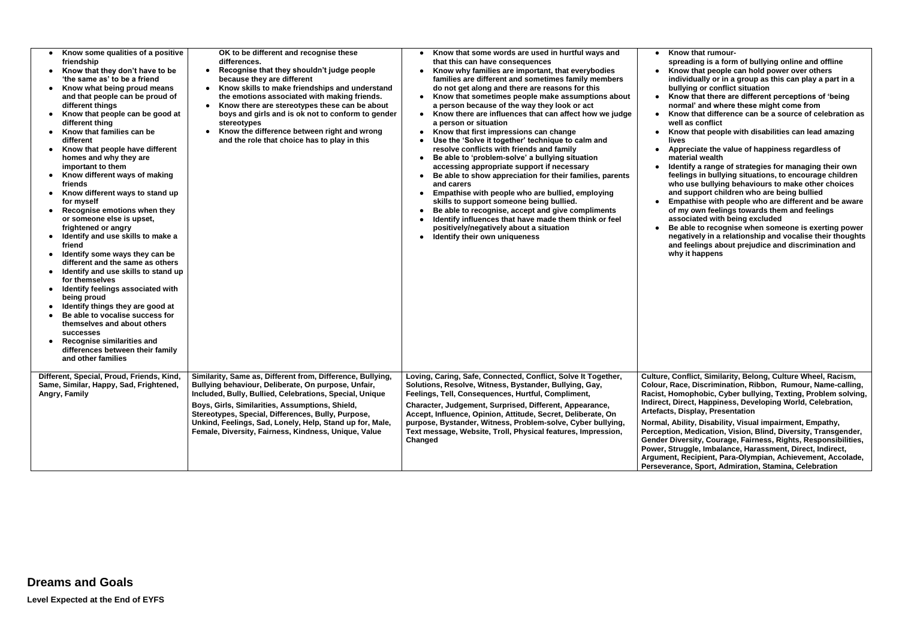| | | | |
|---|---|---|---|
| • Know some qualities of a positive friendship<br>• Know that they don't have to be 'the same as' to be a friend<br>• Know what being proud means and that people can be proud of different things<br>• Know that people can be good at different thing<br>• Know that families can be different<br>• Know that people have different homes and why they are important to them<br>• Know different ways of making friends<br>• Know different ways to stand up for myself<br>• Recognise emotions when they or someone else is upset, frightened or angry<br>• Identify and use skills to make a friend<br>• Identify some ways they can be different and the same as others<br>• Identify and use skills to stand up for themselves<br>• Identify feelings associated with being proud<br>• Identify things they are good at<br>• Be able to vocalise success for themselves and about others successes<br>• Recognise similarities and differences between their family and other families | OK to be different and recognise these differences.<br>• Recognise that they shouldn't judge people because they are different<br>• Know skills to make friendships and understand the emotions associated with making friends.<br>• Know there are stereotypes these can be about boys and girls and is ok not to conform to gender stereotypes<br>• Know the difference between right and wrong and the role that choice has to play in this | • Know that some words are used in hurtful ways and that this can have consequences<br>• Know why families are important, that everybodies families are different and sometimes family members do not get along and there are reasons for this<br>• Know that sometimes people make assumptions about a person because of the way they look or act<br>• Know there are influences that can affect how we judge a person or situation<br>• Know that first impressions can change<br>• Use the 'Solve it together' technique to calm and resolve conflicts with friends and family<br>• Be able to 'problem-solve' a bullying situation accessing appropriate support if necessary<br>• Be able to show appreciation for their families, parents and carers<br>• Empathise with people who are bullied, employing skills to support someone being bullied.<br>• Be able to recognise, accept and give compliments<br>• Identify influences that have made them think or feel positively/negatively about a situation<br>• Identify their own uniqueness | • Know that rumour-spreading is a form of bullying online and offline<br>• Know that people can hold power over others individually or in a group as this can play a part in a bullying or conflict situation<br>• Know that there are different perceptions of 'being normal' and where these might come from<br>• Know that difference can be a source of celebration as well as conflict<br>• Know that people with disabilities can lead amazing lives<br>• Appreciate the value of happiness regardless of material wealth<br>• Identify a range of strategies for managing their own feelings in bullying situations, to encourage children who use bullying behaviours to make other choices and support children who are being bullied<br>• Empathise with people who are different and be aware of my own feelings towards them and feelings associated with being excluded<br>• Be able to recognise when someone is exerting power negatively in a relationship and vocalise their thoughts and feelings about prejudice and discrimination and why it happens |
| Different, Special, Proud, Friends, Kind, Same, Similar, Happy, Sad, Frightened, Angry, Family | Similarity, Same as, Different from, Difference, Bullying, Bullying behaviour, Deliberate, On purpose, Unfair, Included, Bully, Bullied, Celebrations, Special, Unique<br><br>Boys, Girls, Similarities, Assumptions, Shield, Stereotypes, Special, Differences, Bully, Purpose, Unkind, Feelings, Sad, Lonely, Help, Stand up for, Male, Female, Diversity, Fairness, Kindness, Unique, Value | Loving, Caring, Safe, Connected, Conflict, Solve It Together, Solutions, Resolve, Witness, Bystander, Bullying, Gay, Feelings, Tell, Consequences, Hurtful, Compliment,<br><br>Character, Judgement, Surprised, Different, Appearance, Accept, Influence, Opinion, Attitude, Secret, Deliberate, On purpose, Bystander, Witness, Problem-solve, Cyber bullying, Text message, Website, Troll, Physical features, Impression, Changed | Culture, Conflict, Similarity, Belong, Culture Wheel, Racism, Colour, Race, Discrimination, Ribbon, Rumour, Name-calling, Racist, Homophobic, Cyber bullying, Texting, Problem solving, Indirect, Direct, Happiness, Developing World, Celebration, Artefacts, Display, Presentation<br><br>Normal, Ability, Disability, Visual impairment, Empathy, Perception, Medication, Vision, Blind, Diversity, Transgender, Gender Diversity, Courage, Fairness, Rights, Responsibilities, Power, Struggle, Imbalance, Harassment, Direct, Indirect, Argument, Recipient, Para-Olympian, Achievement, Accolade, Perseverance, Sport, Admiration, Stamina, Celebration |

## Dreams and Goals

**Level Expected at the End of EYFS**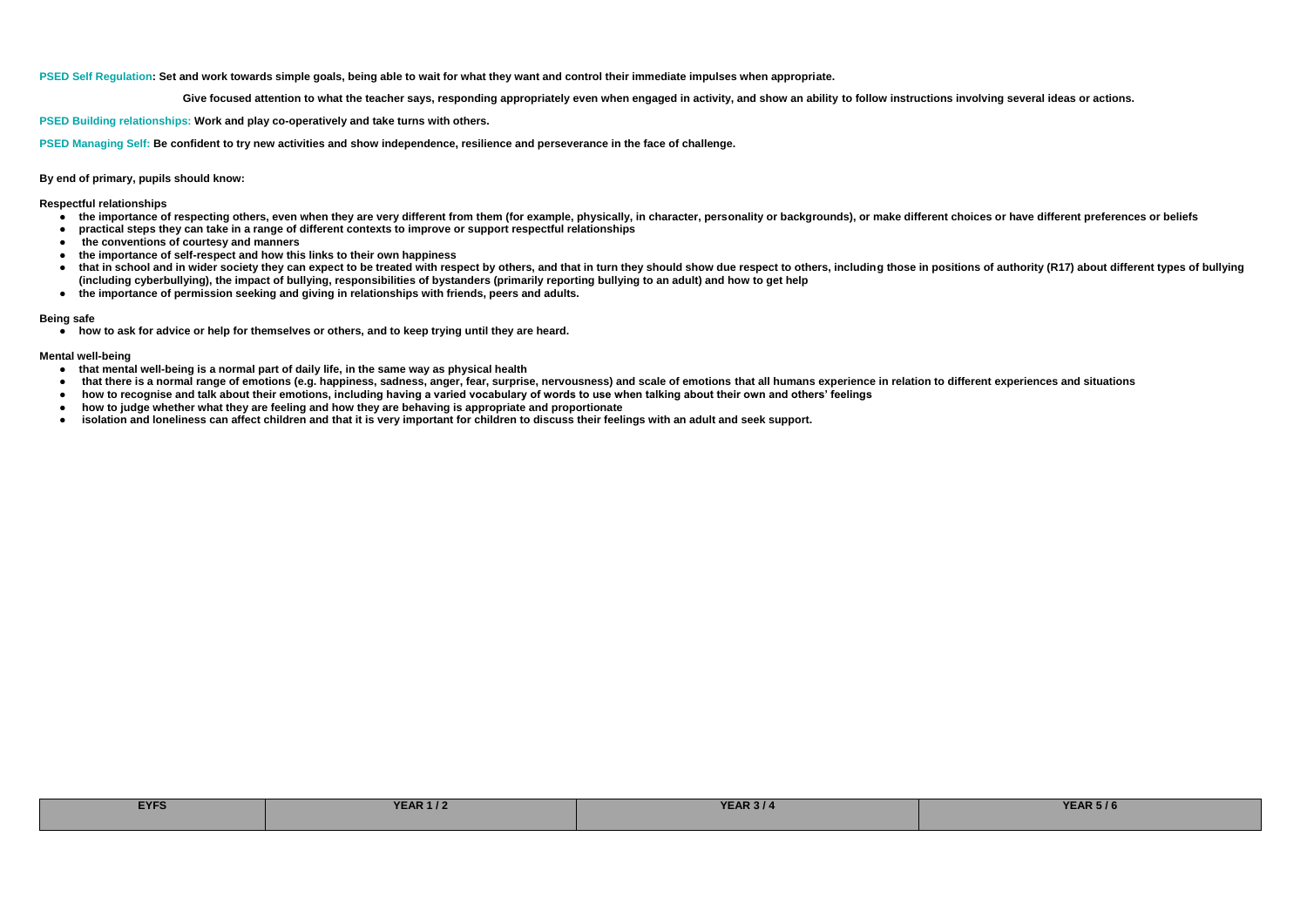**PSED Self Regulation: Set and work towards simple goals, being able to wait for what they want and control their immediate impulses when appropriate.**

**Give focused attention to what the teacher says, responding appropriately even when engaged in activity, and show an ability to follow instructions involving several ideas or actions.**

**PSED Building relationships: Work and play co-operatively and take turns with others.**

**PSED Managing Self: Be confident to try new activities and show independence, resilience and perseverance in the face of challenge.**

**By end of primary, pupils should know:**

**Respectful relationships**

- **the importance of respecting others, even when they are very different from them (for example, physically, in character, personality or backgrounds), or make different choices or have different preferences or beliefs**
- **practical steps they can take in a range of different contexts to improve or support respectful relationships**
- **the conventions of courtesy and manners**
- **the importance of self-respect and how this links to their own happiness**
- **that in school and in wider society they can expect to be treated with respect by others, and that in turn they should show due respect to others, including those in positions of authority (R17) about different types of bullying (including cyberbullying), the impact of bullying, responsibilities of bystanders (primarily reporting bullying to an adult) and how to get help**
- **the importance of permission seeking and giving in relationships with friends, peers and adults.**

**Being safe**

- **how to ask for advice or help for themselves or others, and to keep trying until they are heard.**

**Mental well-being**

- **that mental well-being is a normal part of daily life, in the same way as physical health**
- **that there is a normal range of emotions (e.g. happiness, sadness, anger, fear, surprise, nervousness) and scale of emotions that all humans experience in relation to different experiences and situations**
- **how to recognise and talk about their emotions, including having a varied vocabulary of words to use when talking about their own and others' feelings**
- **how to judge whether what they are feeling and how they are behaving is appropriate and proportionate**
- **isolation and loneliness can affect children and that it is very important for children to discuss their feelings with an adult and seek support.**

| EYFS | YEAR 1 / 2 | YEAR 3 / 4 | YEAR 5 / 6 |
|---|---|---|---|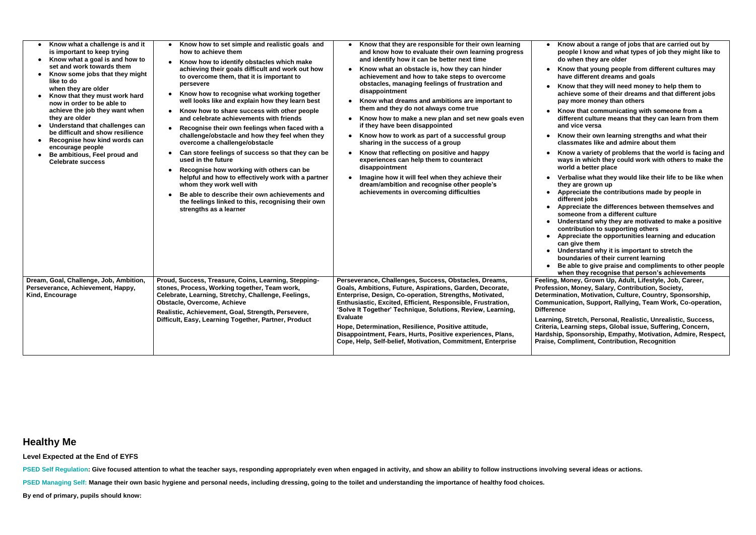| | | | |
|---|---|---|---|
| • **Know what a challenge is and it is important to keep trying**<br>• **Know what a goal is and how to set and work towards them**<br>• **Know some jobs that they might like to do when they are older**<br>• **Know that they must work hard now in order to be able to achieve the job they want when they are older**<br>• **Understand that challenges can be difficult and show resilience**<br>• **Recognise how kind words can encourage people**<br>• **Be ambitious, Feel proud and Celebrate success** | • **Know how to set simple and realistic goals and how to achieve them**<br>• **Know how to identify obstacles which make achieving their goals difficult and work out how to overcome them, that it is important to persevere**<br>• **Know how to recognise what working together well looks like and explain how they learn best**<br>• **Know how to share success with other people and celebrate achievements with friends**<br>• **Recognise their own feelings when faced with a challenge/obstacle and how they feel when they overcome a challenge/obstacle**<br>• **Can store feelings of success so that they can be used in the future**<br>• **Recognise how working with others can be helpful and how to effectively work with a partner whom they work well with**<br>• **Be able to describe their own achievements and the feelings linked to this, recognising their own strengths as a learner** | • **Know that they are responsible for their own learning and know how to evaluate their own learning progress and identify how it can be better next time**<br>• **Know what an obstacle is, how they can hinder achievement and how to take steps to overcome obstacles, managing feelings of frustration and disappointment**<br>• **Know what dreams and ambitions are important to them and they do not always come true**<br>• **Know how to make a new plan and set new goals even if they have been disappointed**<br>• **Know how to work as part of a successful group sharing in the success of a group**<br>• **Know that reflecting on positive and happy experiences can help them to counteract disappointment**<br>• **Imagine how it will feel when they achieve their dream/ambition and recognise other people's achievements in overcoming difficulties** | • **Know about a range of jobs that are carried out by people I know and what types of job they might like to do when they are older**<br>• **Know that young people from different cultures may have different dreams and goals**<br>• **Know that they will need money to help them to achieve some of their dreams and that different jobs pay more money than others**<br>• **Know that communicating with someone from a different culture means that they can learn from them and vice versa**<br>• **Know their own learning strengths and what their classmates like and admire about them**<br>• **Know a variety of problems that the world is facing and ways in which they could work with others to make the world a better place**<br>• **Verbalise what they would like their life to be like when they are grown up**<br>• **Appreciate the contributions made by people in different jobs**<br>• **Appreciate the differences between themselves and someone from a different culture**<br>• **Understand why they are motivated to make a positive contribution to supporting others**<br>• **Appreciate the opportunities learning and education can give them**<br>• **Understand why it is important to stretch the boundaries of their current learning**<br>• **Be able to give praise and compliments to other people when they recognise that person's achievements** |
| **Dream, Goal, Challenge, Job, Ambition, Perseverance, Achievement, Happy, Kind, Encourage** | **Proud, Success, Treasure, Coins, Learning, Stepping-stones, Process, Working together, Team work, Celebrate, Learning, Stretchy, Challenge, Feelings, Obstacle, Overcome, Achieve**<br><br>**Realistic, Achievement, Goal, Strength, Persevere, Difficult, Easy, Learning Together, Partner, Product** | **Perseverance, Challenges, Success, Obstacles, Dreams, Goals, Ambitions, Future, Aspirations, Garden, Decorate, Enterprise, Design, Co-operation, Strengths, Motivated, Enthusiastic, Excited, Efficient, Responsible, Frustration, 'Solve It Together' Technique, Solutions, Review, Learning, Evaluate**<br><br>**Hope, Determination, Resilience, Positive attitude, Disappointment, Fears, Hurts, Positive experiences, Plans, Cope, Help, Self-belief, Motivation, Commitment, Enterprise** | **Feeling, Money, Grown Up, Adult, Lifestyle, Job, Career, Profession, Money, Salary, Contribution, Society, Determination, Motivation, Culture, Country, Sponsorship, Communication, Support, Rallying, Team Work, Co-operation, Difference**<br><br>**Learning, Stretch, Personal, Realistic, Unrealistic, Success, Criteria, Learning steps, Global issue, Suffering, Concern, Hardship, Sponsorship, Empathy, Motivation, Admire, Respect, Praise, Compliment, Contribution, Recognition** |

## Healthy Me

**Level Expected at the End of EYFS**

**PSED Self Regulation: Give focused attention to what the teacher says, responding appropriately even when engaged in activity, and show an ability to follow instructions involving several ideas or actions.**

**PSED Managing Self: Manage their own basic hygiene and personal needs, including dressing, going to the toilet and understanding the importance of healthy food choices.**

**By end of primary, pupils should know:**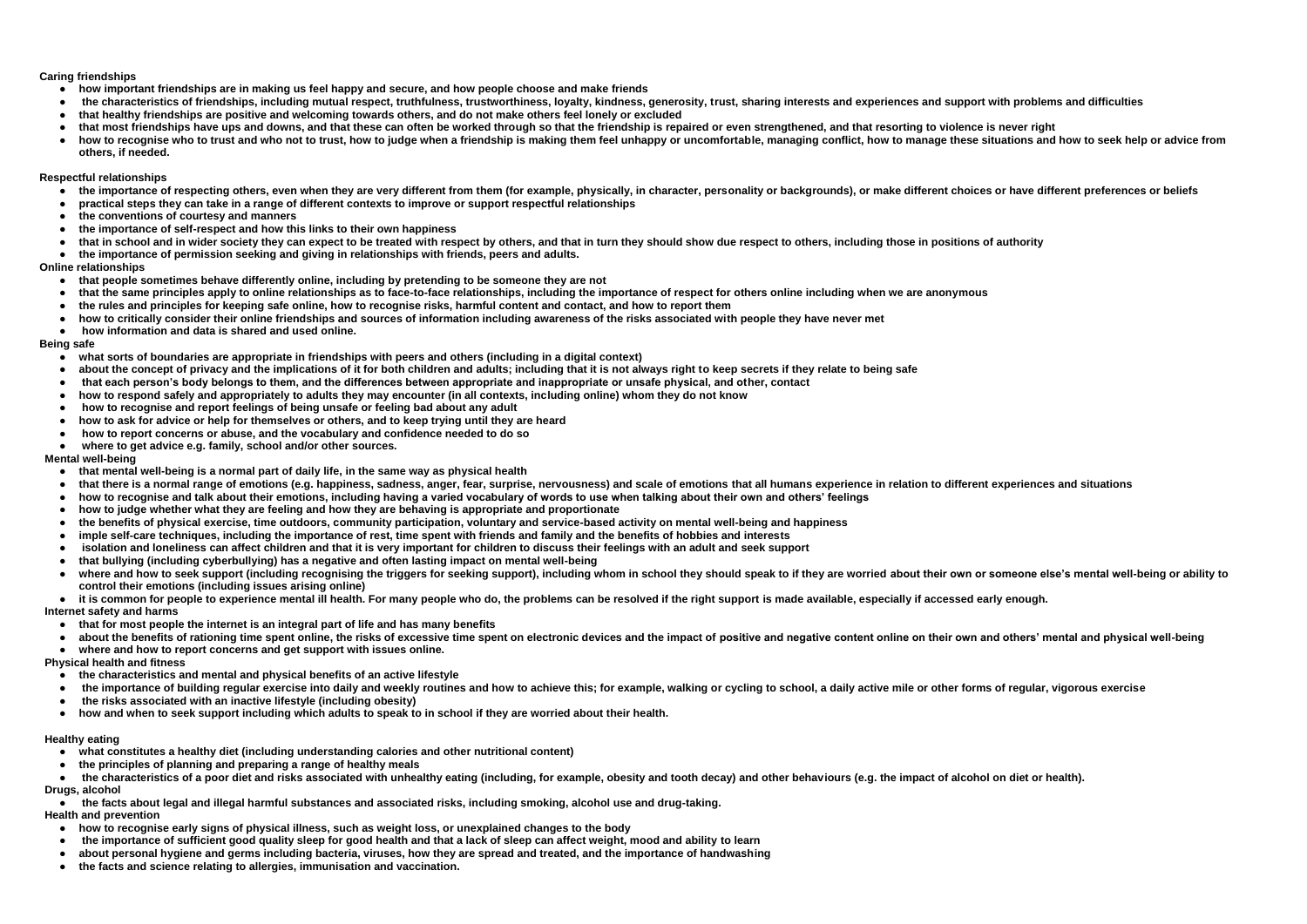**Caring friendships**

- how important friendships are in making us feel happy and secure, and how people choose and make friends
- the characteristics of friendships, including mutual respect, truthfulness, trustworthiness, loyalty, kindness, generosity, trust, sharing interests and experiences and support with problems and difficulties
- that healthy friendships are positive and welcoming towards others, and do not make others feel lonely or excluded
- that most friendships have ups and downs, and that these can often be worked through so that the friendship is repaired or even strengthened, and that resorting to violence is never right
- how to recognise who to trust and who not to trust, how to judge when a friendship is making them feel unhappy or uncomfortable, managing conflict, how to manage these situations and how to seek help or advice from others, if needed.

**Respectful relationships**

- the importance of respecting others, even when they are very different from them (for example, physically, in character, personality or backgrounds), or make different choices or have different preferences or beliefs
- practical steps they can take in a range of different contexts to improve or support respectful relationships
- the conventions of courtesy and manners
- the importance of self-respect and how this links to their own happiness
- that in school and in wider society they can expect to be treated with respect by others, and that in turn they should show due respect to others, including those in positions of authority
- the importance of permission seeking and giving in relationships with friends, peers and adults.

**Online relationships**

- that people sometimes behave differently online, including by pretending to be someone they are not
- that the same principles apply to online relationships as to face-to-face relationships, including the importance of respect for others online including when we are anonymous
- the rules and principles for keeping safe online, how to recognise risks, harmful content and contact, and how to report them
- how to critically consider their online friendships and sources of information including awareness of the risks associated with people they have never met
- how information and data is shared and used online.

**Being safe**

- what sorts of boundaries are appropriate in friendships with peers and others (including in a digital context)
- about the concept of privacy and the implications of it for both children and adults; including that it is not always right to keep secrets if they relate to being safe
- that each person's body belongs to them, and the differences between appropriate and inappropriate or unsafe physical, and other, contact
- how to respond safely and appropriately to adults they may encounter (in all contexts, including online) whom they do not know
- how to recognise and report feelings of being unsafe or feeling bad about any adult
- how to ask for advice or help for themselves or others, and to keep trying until they are heard
- how to report concerns or abuse, and the vocabulary and confidence needed to do so
- where to get advice e.g. family, school and/or other sources.

**Mental well-being**

- that mental well-being is a normal part of daily life, in the same way as physical health
- that there is a normal range of emotions (e.g. happiness, sadness, anger, fear, surprise, nervousness) and scale of emotions that all humans experience in relation to different experiences and situations
- how to recognise and talk about their emotions, including having a varied vocabulary of words to use when talking about their own and others' feelings
- how to judge whether what they are feeling and how they are behaving is appropriate and proportionate
- the benefits of physical exercise, time outdoors, community participation, voluntary and service-based activity on mental well-being and happiness
- imple self-care techniques, including the importance of rest, time spent with friends and family and the benefits of hobbies and interests
- isolation and loneliness can affect children and that it is very important for children to discuss their feelings with an adult and seek support
- that bullying (including cyberbullying) has a negative and often lasting impact on mental well-being
- where and how to seek support (including recognising the triggers for seeking support), including whom in school they should speak to if they are worried about their own or someone else's mental well-being or ability to control their emotions (including issues arising online)
- it is common for people to experience mental ill health. For many people who do, the problems can be resolved if the right support is made available, especially if accessed early enough.

**Internet safety and harms**

- that for most people the internet is an integral part of life and has many benefits
- about the benefits of rationing time spent online, the risks of excessive time spent on electronic devices and the impact of positive and negative content online on their own and others' mental and physical well-being
- where and how to report concerns and get support with issues online.

**Physical health and fitness**

- the characteristics and mental and physical benefits of an active lifestyle
- the importance of building regular exercise into daily and weekly routines and how to achieve this; for example, walking or cycling to school, a daily active mile or other forms of regular, vigorous exercise
- the risks associated with an inactive lifestyle (including obesity)
- how and when to seek support including which adults to speak to in school if they are worried about their health.

**Healthy eating**

- what constitutes a healthy diet (including understanding calories and other nutritional content)
- the principles of planning and preparing a range of healthy meals
- the characteristics of a poor diet and risks associated with unhealthy eating (including, for example, obesity and tooth decay) and other behaviours (e.g. the impact of alcohol on diet or health).

**Drugs, alcohol**

- the facts about legal and illegal harmful substances and associated risks, including smoking, alcohol use and drug-taking.

**Health and prevention**

- how to recognise early signs of physical illness, such as weight loss, or unexplained changes to the body
- the importance of sufficient good quality sleep for good health and that a lack of sleep can affect weight, mood and ability to learn
- about personal hygiene and germs including bacteria, viruses, how they are spread and treated, and the importance of handwashing
- the facts and science relating to allergies, immunisation and vaccination.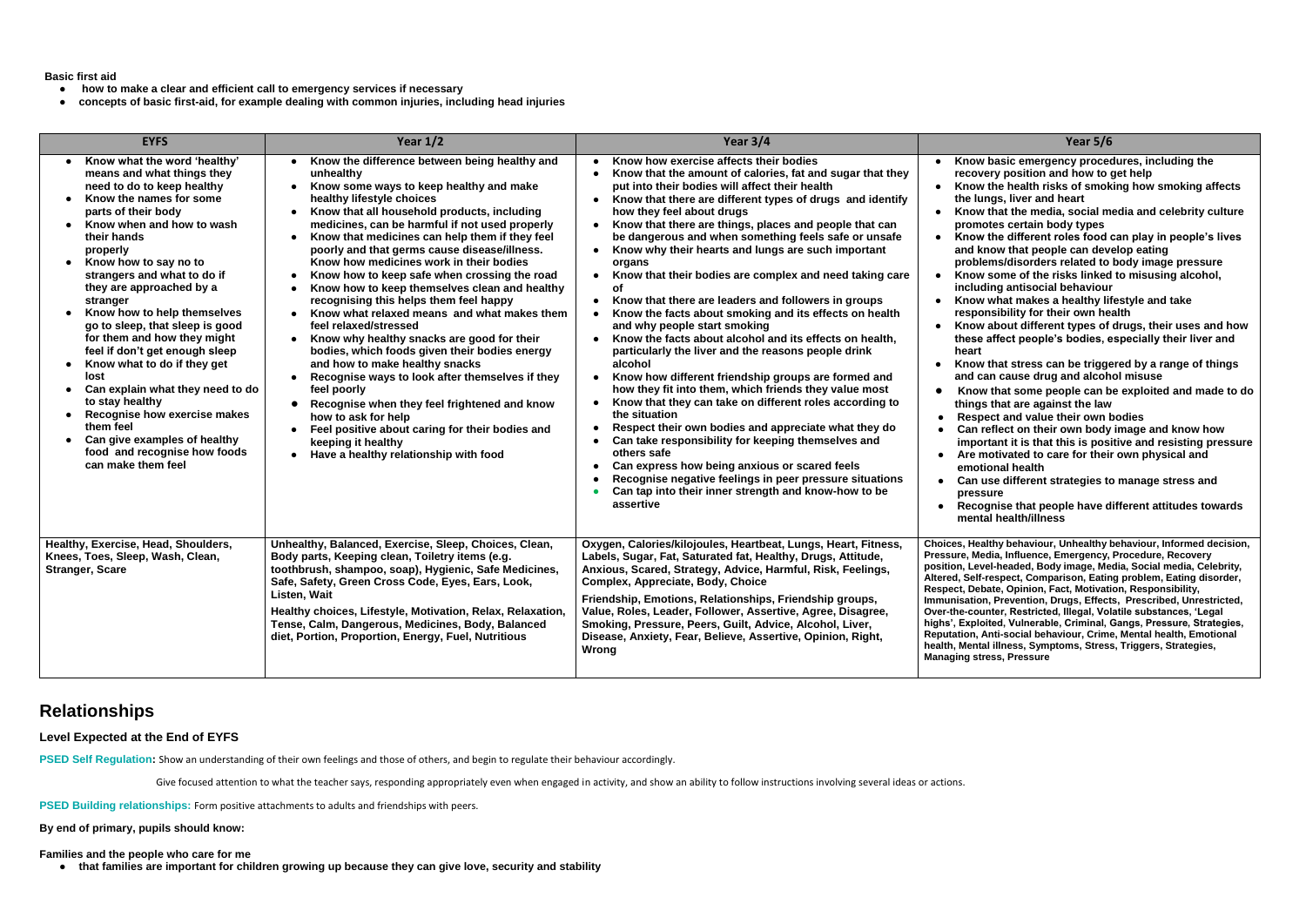**Basic first aid**

- **how to make a clear and efficient call to emergency services if necessary**
- **concepts of basic first-aid, for example dealing with common injuries, including head injuries**

| EYFS | Year 1/2 | Year 3/4 | Year 5/6 |
|---|---|---|---|
| • Know what the word 'healthy' means and what things they need to do to keep healthy<br>• Know the names for some parts of their body<br>• Know when and how to wash their hands properly<br>• Know how to say no to strangers and what to do if they are approached by a stranger<br>• Know how to help themselves go to sleep, that sleep is good for them and how they might feel if don't get enough sleep<br>• Know what to do if they get lost<br>• Can explain what they need to do to stay healthy<br>• Recognise how exercise makes them feel<br>• Can give examples of healthy food and recognise how foods can make them feel | • Know the difference between being healthy and unhealthy<br>• Know some ways to keep healthy and make healthy lifestyle choices<br>• Know that all household products, including medicines, can be harmful if not used properly<br>• Know that medicines can help them if they feel poorly and that germs cause disease/illness. Know how medicines work in their bodies<br>• Know how to keep safe when crossing the road<br>• Know how to keep themselves clean and healthy recognising this helps them feel happy<br>• Know what relaxed means and what makes them feel relaxed/stressed<br>• Know why healthy snacks are good for their bodies, which foods given their bodies energy and how to make healthy snacks<br>• Recognise ways to look after themselves if they feel poorly<br>• Recognise when they feel frightened and know how to ask for help<br>• Feel positive about caring for their bodies and keeping it healthy<br>• Have a healthy relationship with food | • Know how exercise affects their bodies<br>• Know that the amount of calories, fat and sugar that they put into their bodies will affect their health<br>• Know that there are different types of drugs and identify how they feel about drugs<br>• Know that there are things, places and people that can be dangerous and when something feels safe or unsafe<br>• Know why their hearts and lungs are such important organs<br>• Know that their bodies are complex and need taking care of<br>• Know that there are leaders and followers in groups<br>• Know the facts about smoking and its effects on health and why people start smoking<br>• Know the facts about alcohol and its effects on health, particularly the liver and the reasons people drink alcohol<br>• Know how different friendship groups are formed and how they fit into them, which friends they value most<br>• Know that they can take on different roles according to the situation<br>• Respect their own bodies and appreciate what they do<br>• Can take responsibility for keeping themselves and others safe<br>• Can express how being anxious or scared feels<br>• Recognise negative feelings in peer pressure situations<br>• Can tap into their inner strength and know-how to be assertive | • Know basic emergency procedures, including the recovery position and how to get help<br>• Know the health risks of smoking how smoking affects the lungs, liver and heart<br>• Know that the media, social media and celebrity culture promotes certain body types<br>• Know the different roles food can play in people's lives and know that people can develop eating problems/disorders related to body image pressure<br>• Know some of the risks linked to misusing alcohol, including antisocial behaviour<br>• Know what makes a healthy lifestyle and take responsibility for their own health<br>• Know about different types of drugs, their uses and how these affect people's bodies, especially their liver and heart<br>• Know that stress can be triggered by a range of things and can cause drug and alcohol misuse<br>• Know that some people can be exploited and made to do things that are against the law<br>• Respect and value their own bodies<br>• Can reflect on their own body image and know how important it is that this is positive and resisting pressure<br>• Are motivated to care for their own physical and emotional health<br>• Can use different strategies to manage stress and pressure<br>• Recognise that people have different attitudes towards mental health/illness |
| Healthy, Exercise, Head, Shoulders, Knees, Toes, Sleep, Wash, Clean, Stranger, Scare | Unhealthy, Balanced, Exercise, Sleep, Choices, Clean, Body parts, Keeping clean, Toiletry items (e.g. toothbrush, shampoo, soap), Hygienic, Safe Medicines, Safe, Safety, Green Cross Code, Eyes, Ears, Look, Listen, Wait<br>Healthy choices, Lifestyle, Motivation, Relax, Relaxation, Tense, Calm, Dangerous, Medicines, Body, Balanced diet, Portion, Proportion, Energy, Fuel, Nutritious | Oxygen, Calories/kilojoules, Heartbeat, Lungs, Heart, Fitness, Labels, Sugar, Fat, Saturated fat, Healthy, Drugs, Attitude, Anxious, Scared, Strategy, Advice, Harmful, Risk, Feelings, Complex, Appreciate, Body, Choice<br>Friendship, Emotions, Relationships, Friendship groups, Value, Roles, Leader, Follower, Assertive, Agree, Disagree, Smoking, Pressure, Peers, Guilt, Advice, Alcohol, Liver, Disease, Anxiety, Fear, Believe, Assertive, Opinion, Right, Wrong | Choices, Healthy behaviour, Unhealthy behaviour, Informed decision, Pressure, Media, Influence, Emergency, Procedure, Recovery position, Level-headed, Body image, Media, Social media, Celebrity, Altered, Self-respect, Comparison, Eating problem, Eating disorder, Respect, Debate, Opinion, Fact, Motivation, Responsibility, Immunisation, Prevention, Drugs, Effects, Prescribed, Unrestricted, Over-the-counter, Restricted, Illegal, Volatile substances, 'Legal highs', Exploited, Vulnerable, Criminal, Gangs, Pressure, Strategies, Reputation, Anti-social behaviour, Crime, Mental health, Emotional health, Mental illness, Symptoms, Stress, Triggers, Strategies, Managing stress, Pressure |

## Relationships

### Level Expected at the End of EYFS

**PSED Self Regulation:** Show an understanding of their own feelings and those of others, and begin to regulate their behaviour accordingly.

Give focused attention to what the teacher says, responding appropriately even when engaged in activity, and show an ability to follow instructions involving several ideas or actions.

**PSED Building relationships:** Form positive attachments to adults and friendships with peers.

**By end of primary, pupils should know:**

**Families and the people who care for me**

- **that families are important for children growing up because they can give love, security and stability**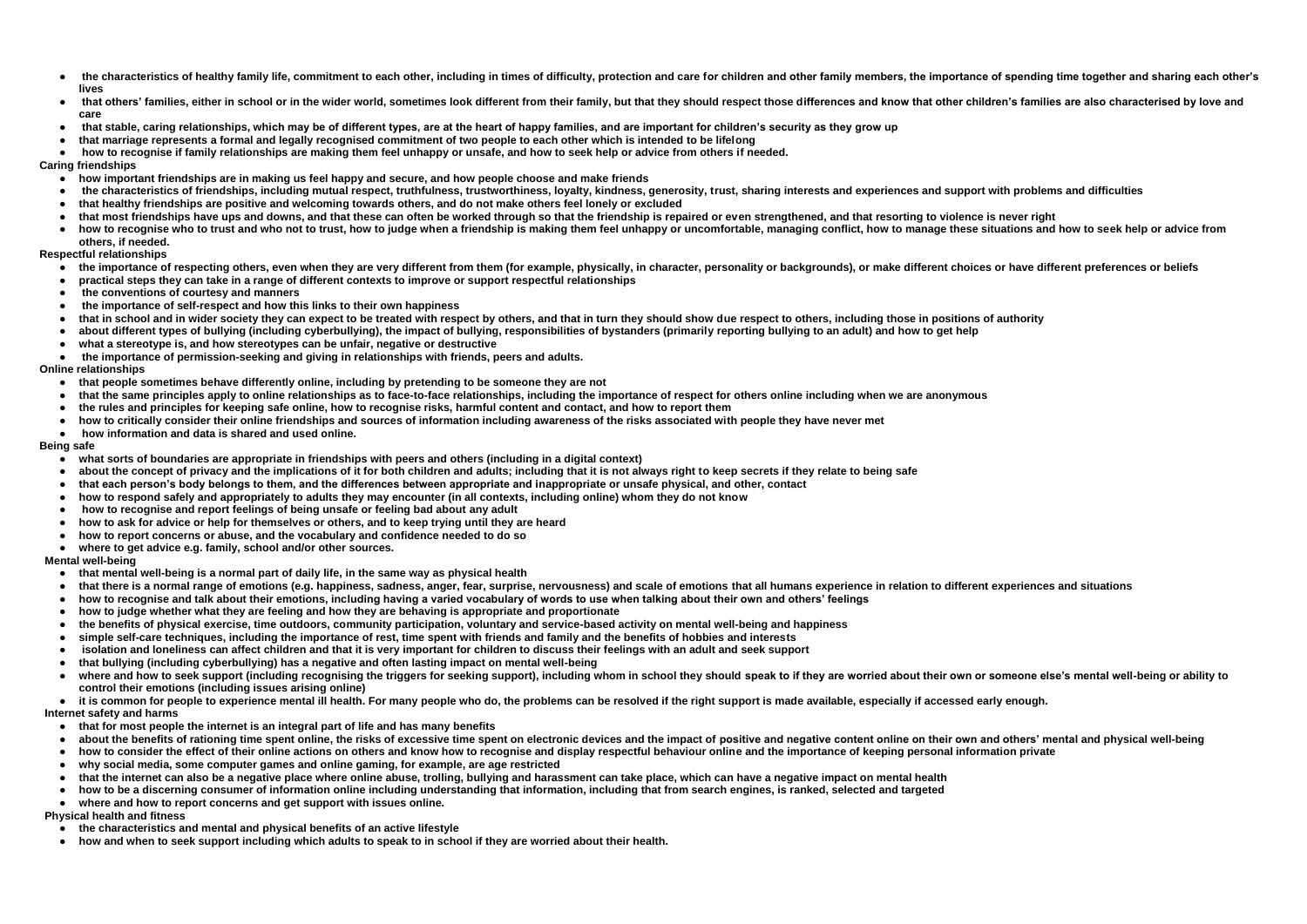- the characteristics of healthy family life, commitment to each other, including in times of difficulty, protection and care for children and other family members, the importance of spending time together and sharing each other's lives
- that others' families, either in school or in the wider world, sometimes look different from their family, but that they should respect those differences and know that other children's families are also characterised by love and care
- that stable, caring relationships, which may be of different types, are at the heart of happy families, and are important for children's security as they grow up
- that marriage represents a formal and legally recognised commitment of two people to each other which is intended to be lifelong
- how to recognise if family relationships are making them feel unhappy or unsafe, and how to seek help or advice from others if needed.

**Caring friendships**

- how important friendships are in making us feel happy and secure, and how people choose and make friends
- the characteristics of friendships, including mutual respect, truthfulness, trustworthiness, loyalty, kindness, generosity, trust, sharing interests and experiences and support with problems and difficulties
- that healthy friendships are positive and welcoming towards others, and do not make others feel lonely or excluded
- that most friendships have ups and downs, and that these can often be worked through so that the friendship is repaired or even strengthened, and that resorting to violence is never right
- how to recognise who to trust and who not to trust, how to judge when a friendship is making them feel unhappy or uncomfortable, managing conflict, how to manage these situations and how to seek help or advice from others, if needed.

**Respectful relationships**

- the importance of respecting others, even when they are very different from them (for example, physically, in character, personality or backgrounds), or make different choices or have different preferences or beliefs
- practical steps they can take in a range of different contexts to improve or support respectful relationships
- the conventions of courtesy and manners
- the importance of self-respect and how this links to their own happiness
- that in school and in wider society they can expect to be treated with respect by others, and that in turn they should show due respect to others, including those in positions of authority
- about different types of bullying (including cyberbullying), the impact of bullying, responsibilities of bystanders (primarily reporting bullying to an adult) and how to get help
- what a stereotype is, and how stereotypes can be unfair, negative or destructive
- the importance of permission-seeking and giving in relationships with friends, peers and adults.

**Online relationships**

- that people sometimes behave differently online, including by pretending to be someone they are not
- that the same principles apply to online relationships as to face-to-face relationships, including the importance of respect for others online including when we are anonymous
- the rules and principles for keeping safe online, how to recognise risks, harmful content and contact, and how to report them
- how to critically consider their online friendships and sources of information including awareness of the risks associated with people they have never met
- how information and data is shared and used online.

**Being safe**

- what sorts of boundaries are appropriate in friendships with peers and others (including in a digital context)
- about the concept of privacy and the implications of it for both children and adults; including that it is not always right to keep secrets if they relate to being safe
- that each person's body belongs to them, and the differences between appropriate and inappropriate or unsafe physical, and other, contact
- how to respond safely and appropriately to adults they may encounter (in all contexts, including online) whom they do not know
- how to recognise and report feelings of being unsafe or feeling bad about any adult
- how to ask for advice or help for themselves or others, and to keep trying until they are heard
- how to report concerns or abuse, and the vocabulary and confidence needed to do so
- where to get advice e.g. family, school and/or other sources.

**Mental well-being**

- that mental well-being is a normal part of daily life, in the same way as physical health
- that there is a normal range of emotions (e.g. happiness, sadness, anger, fear, surprise, nervousness) and scale of emotions that all humans experience in relation to different experiences and situations
- how to recognise and talk about their emotions, including having a varied vocabulary of words to use when talking about their own and others' feelings
- how to judge whether what they are feeling and how they are behaving is appropriate and proportionate
- the benefits of physical exercise, time outdoors, community participation, voluntary and service-based activity on mental well-being and happiness
- simple self-care techniques, including the importance of rest, time spent with friends and family and the benefits of hobbies and interests
- isolation and loneliness can affect children and that it is very important for children to discuss their feelings with an adult and seek support
- that bullying (including cyberbullying) has a negative and often lasting impact on mental well-being
- where and how to seek support (including recognising the triggers for seeking support), including whom in school they should speak to if they are worried about their own or someone else's mental well-being or ability to control their emotions (including issues arising online)
- it is common for people to experience mental ill health. For many people who do, the problems can be resolved if the right support is made available, especially if accessed early enough.

**Internet safety and harms**

- that for most people the internet is an integral part of life and has many benefits
- about the benefits of rationing time spent online, the risks of excessive time spent on electronic devices and the impact of positive and negative content online on their own and others' mental and physical well-being
- how to consider the effect of their online actions on others and know how to recognise and display respectful behaviour online and the importance of keeping personal information private
- why social media, some computer games and online gaming, for example, are age restricted
- that the internet can also be a negative place where online abuse, trolling, bullying and harassment can take place, which can have a negative impact on mental health
- how to be a discerning consumer of information online including understanding that information, including that from search engines, is ranked, selected and targeted
- where and how to report concerns and get support with issues online.

**Physical health and fitness**

- the characteristics and mental and physical benefits of an active lifestyle
- how and when to seek support including which adults to speak to in school if they are worried about their health.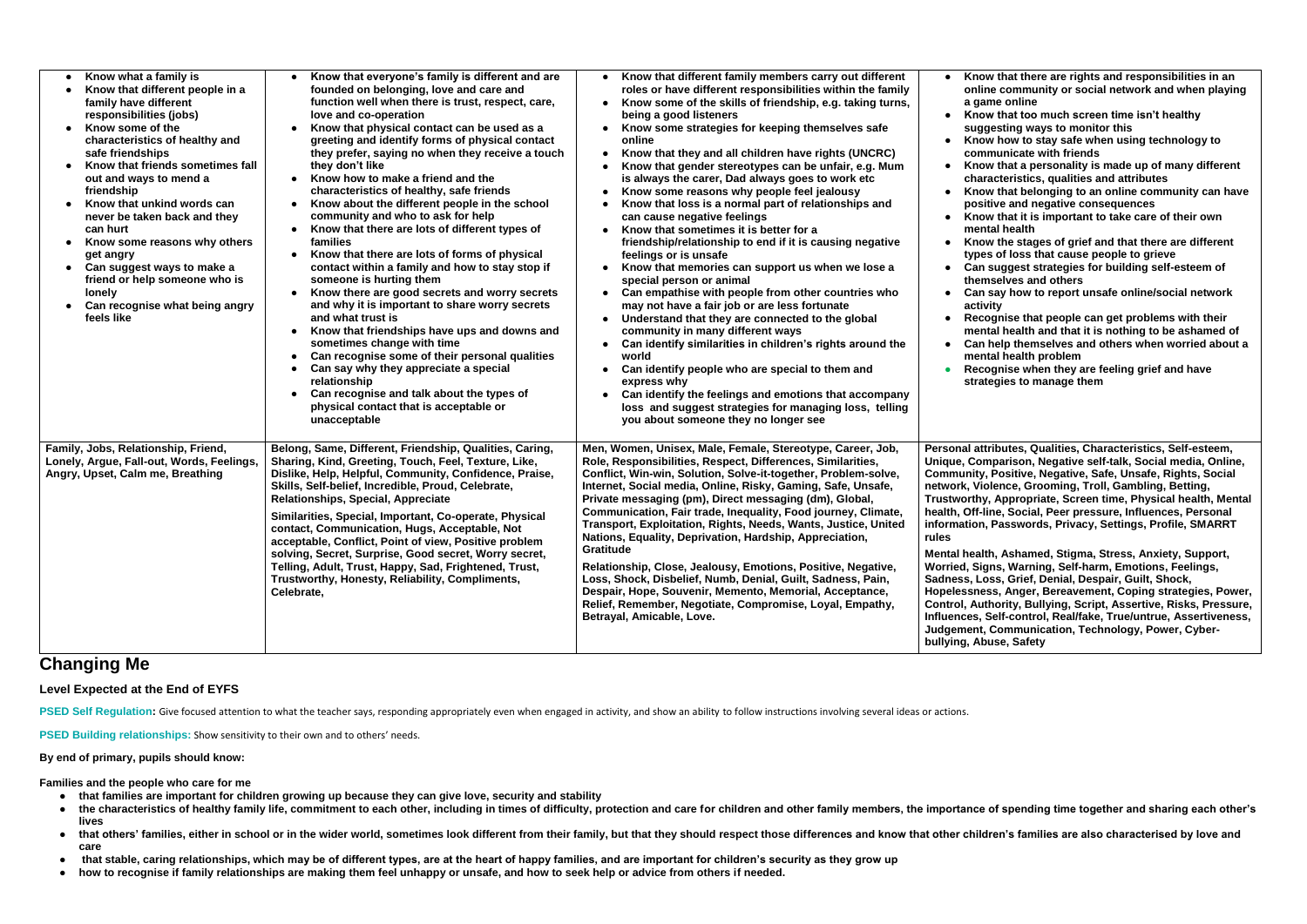| | | | |
|---|---|---|---|
| • Know what a family is<br>• Know that different people in a family have different responsibilities (jobs)<br>• Know some of the characteristics of healthy and safe friendships<br>• Know that friends sometimes fall out and ways to mend a friendship<br>• Know that unkind words can never be taken back and they can hurt<br>• Know some reasons why others get angry<br>• Can suggest ways to make a friend or help someone who is lonely<br>• Can recognise what being angry feels like | • Know that everyone's family is different and are founded on belonging, love and care and function well when there is trust, respect, care, love and co-operation<br>• Know that physical contact can be used as a greeting and identify forms of physical contact they prefer, saying no when they receive a touch they don't like<br>• Know how to make a friend and the characteristics of healthy, safe friends<br>• Know about the different people in the school community and who to ask for help<br>• Know that there are lots of different types of families<br>• Know that there are lots of forms of physical contact within a family and how to stay stop if someone is hurting them<br>• Know there are good secrets and worry secrets and why it is important to share worry secrets and what trust is<br>• Know that friendships have ups and downs and sometimes change with time<br>• Can recognise some of their personal qualities<br>• Can say why they appreciate a special relationship<br>• Can recognise and talk about the types of physical contact that is acceptable or unacceptable | • Know that different family members carry out different roles or have different responsibilities within the family<br>• Know some of the skills of friendship, e.g. taking turns, being a good listeners<br>• Know some strategies for keeping themselves safe online<br>• Know that they and all children have rights (UNCRC)<br>• Know that gender stereotypes can be unfair, e.g. Mum is always the carer, Dad always goes to work etc<br>• Know some reasons why people feel jealousy<br>• Know that loss is a normal part of relationships and can cause negative feelings<br>• Know that sometimes it is better for a friendship/relationship to end if it is causing negative feelings or is unsafe<br>• Know that memories can support us when we lose a special person or animal<br>• Can empathise with people from other countries who may not have a fair job or are less fortunate<br>• Understand that they are connected to the global community in many different ways<br>• Can identify similarities in children's rights around the world<br>• Can identify people who are special to them and express why<br>• Can identify the feelings and emotions that accompany loss and suggest strategies for managing loss, telling you about someone they no longer see | • Know that there are rights and responsibilities in an online community or social network and when playing a game online<br>• Know that too much screen time isn't healthy suggesting ways to monitor this<br>• Know how to stay safe when using technology to communicate with friends<br>• Know that a personality is made up of many different characteristics, qualities and attributes<br>• Know that belonging to an online community can have positive and negative consequences<br>• Know that it is important to take care of their own mental health<br>• Know the stages of grief and that there are different types of loss that cause people to grieve<br>• Can suggest strategies for building self-esteem of themselves and others<br>• Can say how to report unsafe online/social network activity<br>• Recognise that people can get problems with their mental health and that it is nothing to be ashamed of<br>• Can help themselves and others when worried about a mental health problem<br>• Recognise when they are feeling grief and have strategies to manage them |
| Family, Jobs, Relationship, Friend, Lonely, Argue, Fall-out, Words, Feelings, Angry, Upset, Calm me, Breathing | Belong, Same, Different, Friendship, Qualities, Caring, Sharing, Kind, Greeting, Touch, Feel, Texture, Like, Dislike, Help, Helpful, Community, Confidence, Praise, Skills, Self-belief, Incredible, Proud, Celebrate, Relationships, Special, Appreciate<br><br>Similarities, Special, Important, Co-operate, Physical contact, Communication, Hugs, Acceptable, Not acceptable, Conflict, Point of view, Positive problem solving, Secret, Surprise, Good secret, Worry secret, Telling, Adult, Trust, Happy, Sad, Frightened, Trust, Trustworthy, Honesty, Reliability, Compliments, Celebrate, | Men, Women, Unisex, Male, Female, Stereotype, Career, Job, Role, Responsibilities, Respect, Differences, Similarities, Conflict, Win-win, Solution, Solve-it-together, Problem-solve, Internet, Social media, Online, Risky, Gaming, Safe, Unsafe, Private messaging (pm), Direct messaging (dm), Global, Communication, Fair trade, Inequality, Food journey, Climate, Transport, Exploitation, Rights, Needs, Wants, Justice, United Nations, Equality, Deprivation, Hardship, Appreciation, Gratitude<br><br>Relationship, Close, Jealousy, Emotions, Positive, Negative, Loss, Shock, Disbelief, Numb, Denial, Guilt, Sadness, Pain, Despair, Hope, Souvenir, Memento, Memorial, Acceptance, Relief, Remember, Negotiate, Compromise, Loyal, Empathy, Betrayal, Amicable, Love. | Personal attributes, Qualities, Characteristics, Self-esteem, Unique, Comparison, Negative self-talk, Social media, Online, Community, Positive, Negative, Safe, Unsafe, Rights, Social network, Violence, Grooming, Troll, Gambling, Betting, Trustworthy, Appropriate, Screen time, Physical health, Mental health, Off-line, Social, Peer pressure, Influences, Personal information, Passwords, Privacy, Settings, Profile, SMARRT rules<br><br>Mental health, Ashamed, Stigma, Stress, Anxiety, Support, Worried, Signs, Warning, Self-harm, Emotions, Feelings, Sadness, Loss, Grief, Denial, Despair, Guilt, Shock, Hopelessness, Anger, Bereavement, Coping strategies, Power, Control, Authority, Bullying, Script, Assertive, Risks, Pressure, Influences, Self-control, Real/fake, True/untrue, Assertiveness, Judgement, Communication, Technology, Power, Cyber-bullying, Abuse, Safety |

## Changing Me

**Level Expected at the End of EYFS**

**PSED Self Regulation:** Give focused attention to what the teacher says, responding appropriately even when engaged in activity, and show an ability to follow instructions involving several ideas or actions.

**PSED Building relationships:** Show sensitivity to their own and to others' needs.

**By end of primary, pupils should know:**

**Families and the people who care for me**

- **that families are important for children growing up because they can give love, security and stability**
- **the characteristics of healthy family life, commitment to each other, including in times of difficulty, protection and care for children and other family members, the importance of spending time together and sharing each other's lives**
- **that others' families, either in school or in the wider world, sometimes look different from their family, but that they should respect those differences and know that other children's families are also characterised by love and care**
- **that stable, caring relationships, which may be of different types, are at the heart of happy families, and are important for children's security as they grow up**
- **how to recognise if family relationships are making them feel unhappy or unsafe, and how to seek help or advice from others if needed.**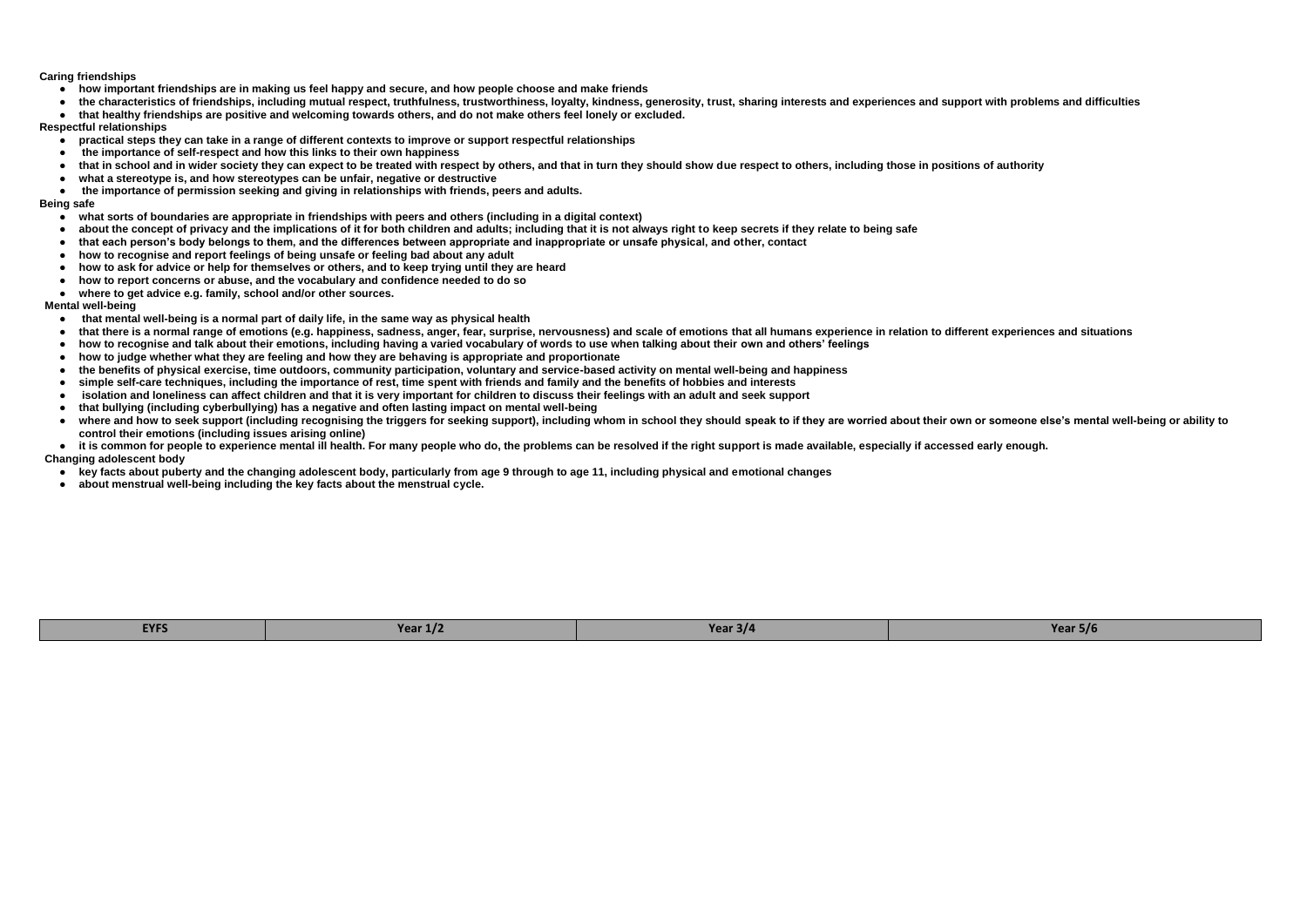**Caring friendships**

- **how important friendships are in making us feel happy and secure, and how people choose and make friends**
- **the characteristics of friendships, including mutual respect, truthfulness, trustworthiness, loyalty, kindness, generosity, trust, sharing interests and experiences and support with problems and difficulties**
- **that healthy friendships are positive and welcoming towards others, and do not make others feel lonely or excluded.**

**Respectful relationships**

- **practical steps they can take in a range of different contexts to improve or support respectful relationships**
- **the importance of self-respect and how this links to their own happiness**
- **that in school and in wider society they can expect to be treated with respect by others, and that in turn they should show due respect to others, including those in positions of authority**
- **what a stereotype is, and how stereotypes can be unfair, negative or destructive**
- **the importance of permission seeking and giving in relationships with friends, peers and adults.**

**Being safe**

- **what sorts of boundaries are appropriate in friendships with peers and others (including in a digital context)**
- **about the concept of privacy and the implications of it for both children and adults; including that it is not always right to keep secrets if they relate to being safe**
- **that each person's body belongs to them, and the differences between appropriate and inappropriate or unsafe physical, and other, contact**
- **how to recognise and report feelings of being unsafe or feeling bad about any adult**
- **how to ask for advice or help for themselves or others, and to keep trying until they are heard**
- **how to report concerns or abuse, and the vocabulary and confidence needed to do so**
- **where to get advice e.g. family, school and/or other sources.**

**Mental well-being**

- **that mental well-being is a normal part of daily life, in the same way as physical health**
- **that there is a normal range of emotions (e.g. happiness, sadness, anger, fear, surprise, nervousness) and scale of emotions that all humans experience in relation to different experiences and situations**
- **how to recognise and talk about their emotions, including having a varied vocabulary of words to use when talking about their own and others' feelings**
- **how to judge whether what they are feeling and how they are behaving is appropriate and proportionate**
- **the benefits of physical exercise, time outdoors, community participation, voluntary and service-based activity on mental well-being and happiness**
- **simple self-care techniques, including the importance of rest, time spent with friends and family and the benefits of hobbies and interests**
- **isolation and loneliness can affect children and that it is very important for children to discuss their feelings with an adult and seek support**
- **that bullying (including cyberbullying) has a negative and often lasting impact on mental well-being**
- **where and how to seek support (including recognising the triggers for seeking support), including whom in school they should speak to if they are worried about their own or someone else's mental well-being or ability to control their emotions (including issues arising online)**
- **it is common for people to experience mental ill health. For many people who do, the problems can be resolved if the right support is made available, especially if accessed early enough.**

**Changing adolescent body**

- **key facts about puberty and the changing adolescent body, particularly from age 9 through to age 11, including physical and emotional changes**
- **about menstrual well-being including the key facts about the menstrual cycle.**

| EYFS | Year 1/2 | Year 3/4 | Year 5/6 |
|---|---|---|---|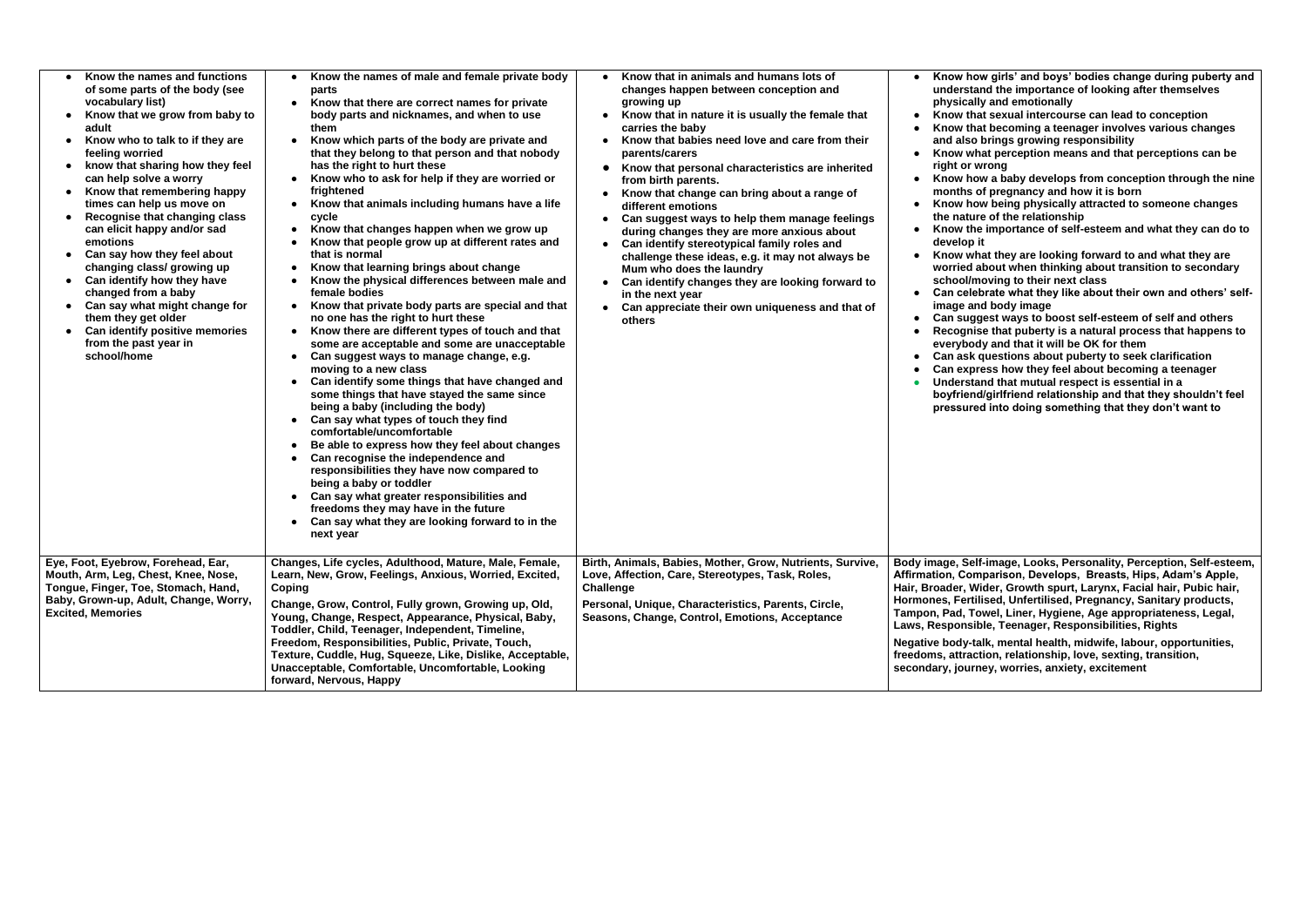| | | | |
|---|---|---|---|
| • Know the names and functions of some parts of the body (see vocabulary list)<br>• Know that we grow from baby to adult<br>• Know who to talk to if they are feeling worried<br>• know that sharing how they feel can help solve a worry<br>• Know that remembering happy times can help us move on<br>• Recognise that changing class can elicit happy and/or sad emotions<br>• Can say how they feel about changing class/ growing up<br>• Can identify how they have changed from a baby<br>• Can say what might change for them they get older<br>• Can identify positive memories from the past year in school/home | • Know the names of male and female private body parts<br>• Know that there are correct names for private body parts and nicknames, and when to use them<br>• Know which parts of the body are private and that they belong to that person and that nobody has the right to hurt these<br>• Know who to ask for help if they are worried or frightened<br>• Know that animals including humans have a life cycle<br>• Know that changes happen when we grow up<br>• Know that people grow up at different rates and that is normal<br>• Know that learning brings about change<br>• Know the physical differences between male and female bodies<br>• Know that private body parts are special and that no one has the right to hurt these<br>• Know there are different types of touch and that some are acceptable and some are unacceptable<br>• Can suggest ways to manage change, e.g. moving to a new class<br>• Can identify some things that have changed and some things that have stayed the same since being a baby (including the body)<br>• Can say what types of touch they find comfortable/uncomfortable<br>• Be able to express how they feel about changes<br>• Can recognise the independence and responsibilities they have now compared to being a baby or toddler<br>• Can say what greater responsibilities and freedoms they may have in the future<br>• Can say what they are looking forward to in the next year | • Know that in animals and humans lots of changes happen between conception and growing up<br>• Know that in nature it is usually the female that carries the baby<br>• Know that babies need love and care from their parents/carers<br>• Know that personal characteristics are inherited from birth parents.<br>• Know that change can bring about a range of different emotions<br>• Can suggest ways to help them manage feelings during changes they are more anxious about<br>• Can identify stereotypical family roles and challenge these ideas, e.g. it may not always be Mum who does the laundry<br>• Can identify changes they are looking forward to in the next year<br>• Can appreciate their own uniqueness and that of others | • Know how girls' and boys' bodies change during puberty and understand the importance of looking after themselves physically and emotionally<br>• Know that sexual intercourse can lead to conception<br>• Know that becoming a teenager involves various changes and also brings growing responsibility<br>• Know what perception means and that perceptions can be right or wrong<br>• Know how a baby develops from conception through the nine months of pregnancy and how it is born<br>• Know how being physically attracted to someone changes the nature of the relationship<br>• Know the importance of self-esteem and what they can do to develop it<br>• Know what they are looking forward to and what they are worried about when thinking about transition to secondary school/moving to their next class<br>• Can celebrate what they like about their own and others' self-image and body image<br>• Can suggest ways to boost self-esteem of self and others<br>• Recognise that puberty is a natural process that happens to everybody and that it will be OK for them<br>• Can ask questions about puberty to seek clarification<br>• Can express how they feel about becoming a teenager<br>• Understand that mutual respect is essential in a boyfriend/girlfriend relationship and that they shouldn't feel pressured into doing something that they don't want to |
| Eye, Foot, Eyebrow, Forehead, Ear, Mouth, Arm, Leg, Chest, Knee, Nose, Tongue, Finger, Toe, Stomach, Hand, Baby, Grown-up, Adult, Change, Worry, Excited, Memories | Changes, Life cycles, Adulthood, Mature, Male, Female, Learn, New, Grow, Feelings, Anxious, Worried, Excited, Coping<br><br>Change, Grow, Control, Fully grown, Growing up, Old, Young, Change, Respect, Appearance, Physical, Baby, Toddler, Child, Teenager, Independent, Timeline, Freedom, Responsibilities, Public, Private, Touch, Texture, Cuddle, Hug, Squeeze, Like, Dislike, Acceptable, Unacceptable, Comfortable, Uncomfortable, Looking forward, Nervous, Happy | Birth, Animals, Babies, Mother, Grow, Nutrients, Survive, Love, Affection, Care, Stereotypes, Task, Roles, Challenge<br><br>Personal, Unique, Characteristics, Parents, Circle, Seasons, Change, Control, Emotions, Acceptance | Body image, Self-image, Looks, Personality, Perception, Self-esteem, Affirmation, Comparison, Develops, Breasts, Hips, Adam's Apple, Hair, Broader, Wider, Growth spurt, Larynx, Facial hair, Pubic hair, Hormones, Fertilised, Unfertilised, Pregnancy, Sanitary products, Tampon, Pad, Towel, Liner, Hygiene, Age appropriateness, Legal, Laws, Responsible, Teenager, Responsibilities, Rights<br><br>Negative body-talk, mental health, midwife, labour, opportunities, freedoms, attraction, relationship, love, sexting, transition, secondary, journey, worries, anxiety, excitement |